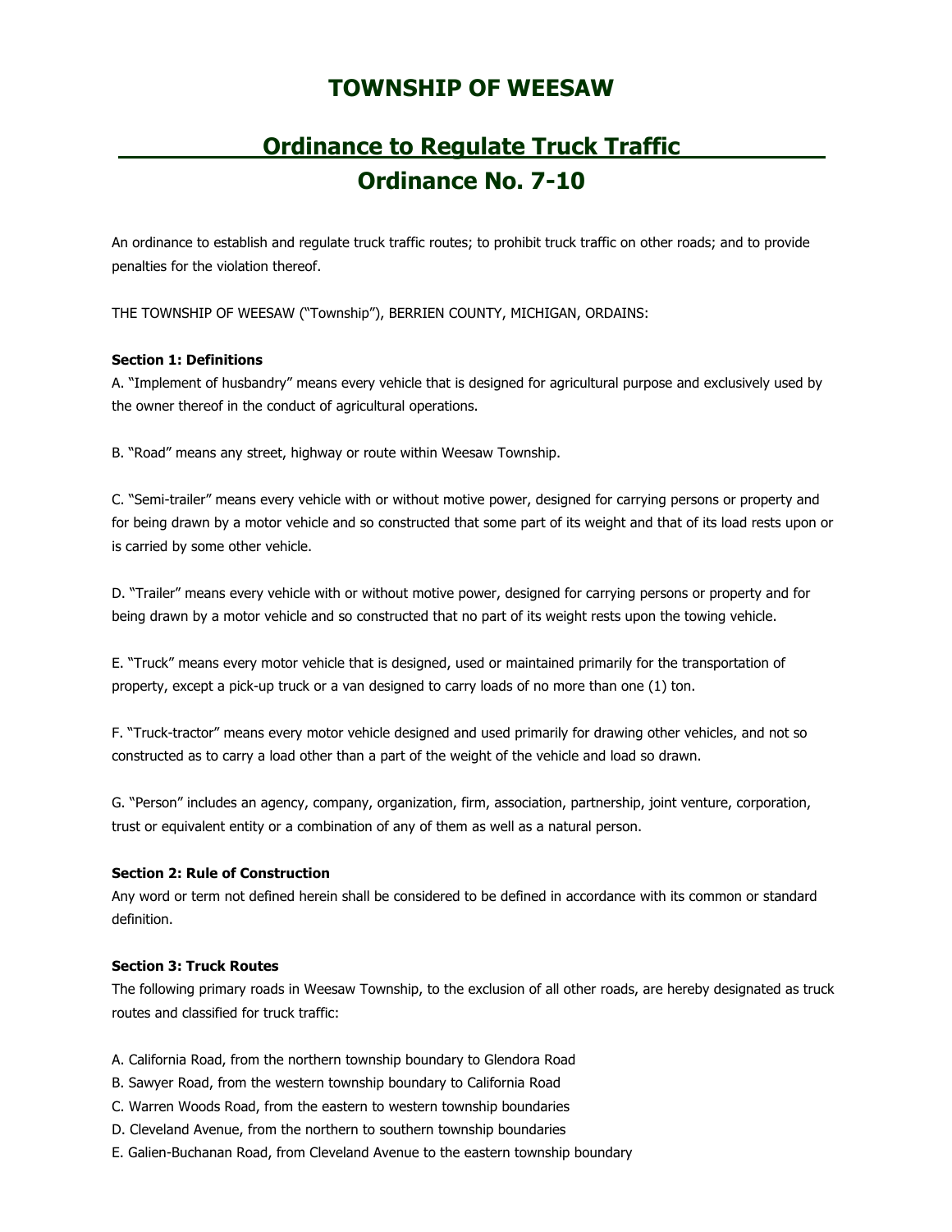# TOWNSHIP OF WEESAW

## Ordinance to Regulate Truck Traffic
## Ordinance No. 7-10

An ordinance to establish and regulate truck traffic routes; to prohibit truck traffic on other roads; and to provide penalties for the violation thereof.

THE TOWNSHIP OF WEESAW ("Township"), BERRIEN COUNTY, MICHIGAN, ORDAINS:

**Section 1: Definitions**

A. "Implement of husbandry" means every vehicle that is designed for agricultural purpose and exclusively used by the owner thereof in the conduct of agricultural operations.

B. "Road" means any street, highway or route within Weesaw Township.

C. "Semi-trailer" means every vehicle with or without motive power, designed for carrying persons or property and for being drawn by a motor vehicle and so constructed that some part of its weight and that of its load rests upon or is carried by some other vehicle.

D. "Trailer" means every vehicle with or without motive power, designed for carrying persons or property and for being drawn by a motor vehicle and so constructed that no part of its weight rests upon the towing vehicle.

E. "Truck" means every motor vehicle that is designed, used or maintained primarily for the transportation of property, except a pick-up truck or a van designed to carry loads of no more than one (1) ton.

F. "Truck-tractor" means every motor vehicle designed and used primarily for drawing other vehicles, and not so constructed as to carry a load other than a part of the weight of the vehicle and load so drawn.

G. "Person" includes an agency, company, organization, firm, association, partnership, joint venture, corporation, trust or equivalent entity or a combination of any of them as well as a natural person.

**Section 2: Rule of Construction**

Any word or term not defined herein shall be considered to be defined in accordance with its common or standard definition.

**Section 3: Truck Routes**

The following primary roads in Weesaw Township, to the exclusion of all other roads, are hereby designated as truck routes and classified for truck traffic:

A. California Road, from the northern township boundary to Glendora Road
B. Sawyer Road, from the western township boundary to California Road
C. Warren Woods Road, from the eastern to western township boundaries
D. Cleveland Avenue, from the northern to southern township boundaries
E. Galien-Buchanan Road, from Cleveland Avenue to the eastern township boundary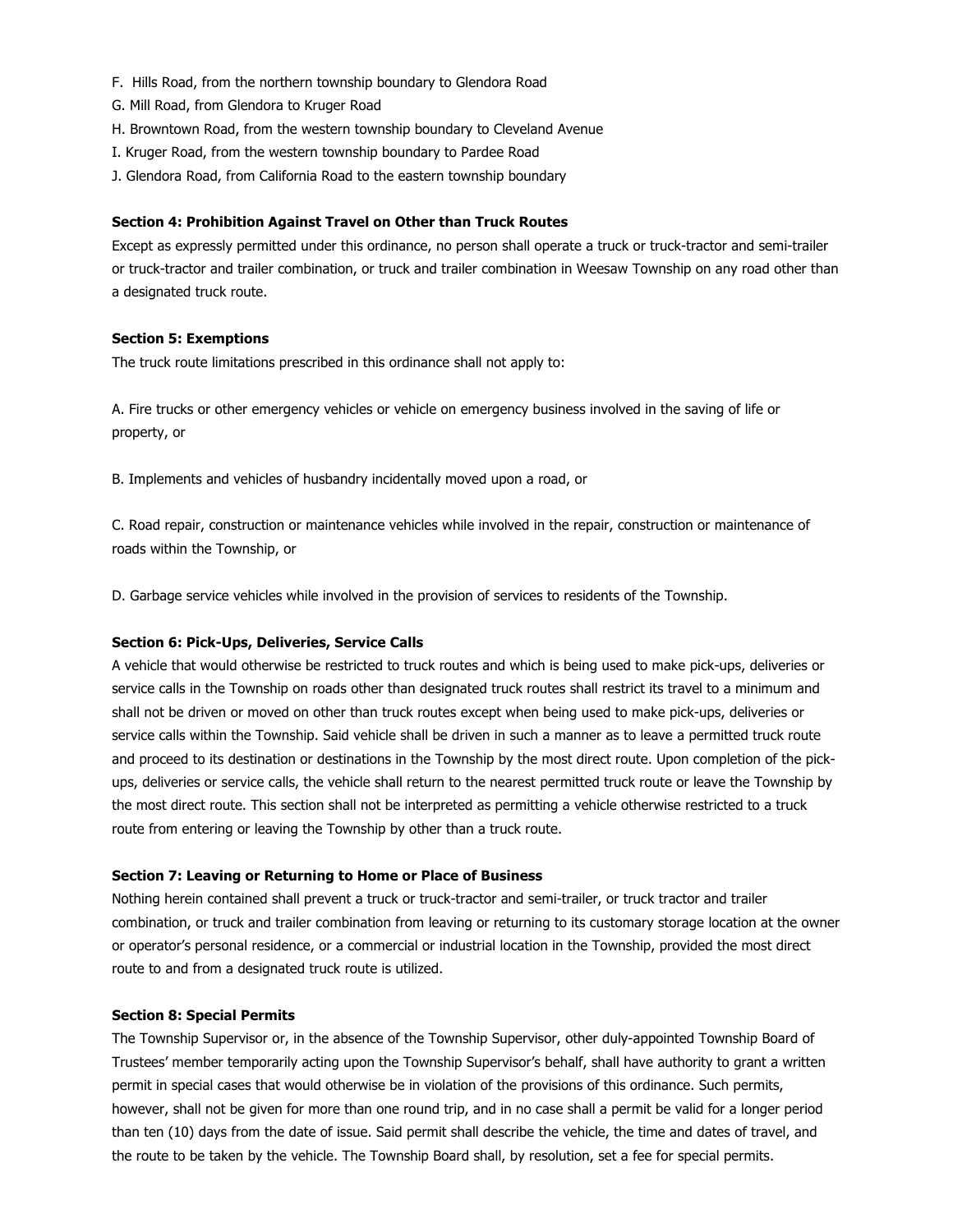F. Hills Road, from the northern township boundary to Glendora Road

G. Mill Road, from Glendora to Kruger Road

H. Browntown Road, from the western township boundary to Cleveland Avenue

I. Kruger Road, from the western township boundary to Pardee Road

J. Glendora Road, from California Road to the eastern township boundary

**Section 4: Prohibition Against Travel on Other than Truck Routes**

Except as expressly permitted under this ordinance, no person shall operate a truck or truck-tractor and semi-trailer or truck-tractor and trailer combination, or truck and trailer combination in Weesaw Township on any road other than a designated truck route.

**Section 5: Exemptions**

The truck route limitations prescribed in this ordinance shall not apply to:

A. Fire trucks or other emergency vehicles or vehicle on emergency business involved in the saving of life or property, or

B. Implements and vehicles of husbandry incidentally moved upon a road, or

C. Road repair, construction or maintenance vehicles while involved in the repair, construction or maintenance of roads within the Township, or

D. Garbage service vehicles while involved in the provision of services to residents of the Township.

**Section 6: Pick-Ups, Deliveries, Service Calls**

A vehicle that would otherwise be restricted to truck routes and which is being used to make pick-ups, deliveries or service calls in the Township on roads other than designated truck routes shall restrict its travel to a minimum and shall not be driven or moved on other than truck routes except when being used to make pick-ups, deliveries or service calls within the Township. Said vehicle shall be driven in such a manner as to leave a permitted truck route and proceed to its destination or destinations in the Township by the most direct route. Upon completion of the pick-ups, deliveries or service calls, the vehicle shall return to the nearest permitted truck route or leave the Township by the most direct route. This section shall not be interpreted as permitting a vehicle otherwise restricted to a truck route from entering or leaving the Township by other than a truck route.

**Section 7: Leaving or Returning to Home or Place of Business**

Nothing herein contained shall prevent a truck or truck-tractor and semi-trailer, or truck tractor and trailer combination, or truck and trailer combination from leaving or returning to its customary storage location at the owner or operator's personal residence, or a commercial or industrial location in the Township, provided the most direct route to and from a designated truck route is utilized.

**Section 8: Special Permits**

The Township Supervisor or, in the absence of the Township Supervisor, other duly-appointed Township Board of Trustees' member temporarily acting upon the Township Supervisor's behalf, shall have authority to grant a written permit in special cases that would otherwise be in violation of the provisions of this ordinance. Such permits, however, shall not be given for more than one round trip, and in no case shall a permit be valid for a longer period than ten (10) days from the date of issue. Said permit shall describe the vehicle, the time and dates of travel, and the route to be taken by the vehicle. The Township Board shall, by resolution, set a fee for special permits.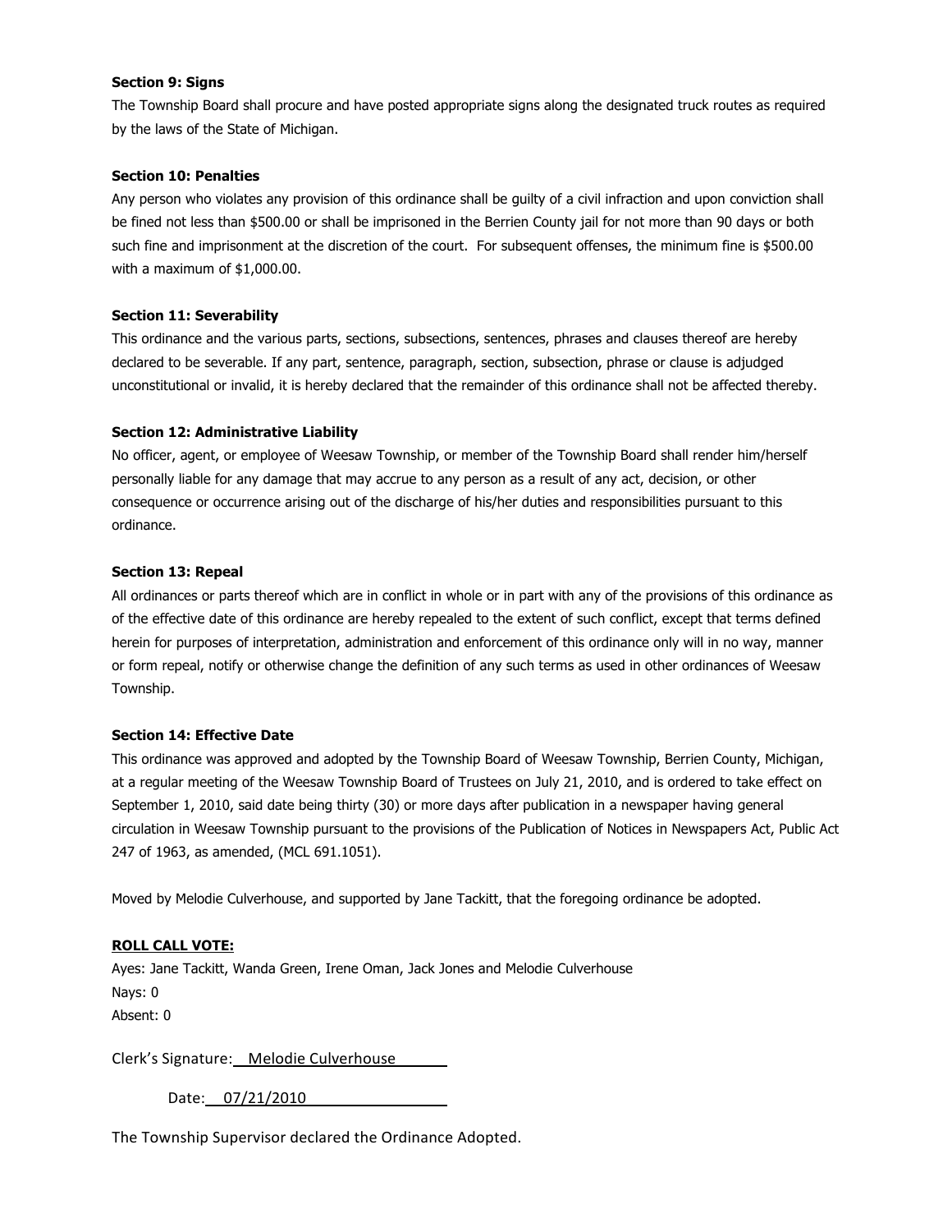**Section 9: Signs**

The Township Board shall procure and have posted appropriate signs along the designated truck routes as required by the laws of the State of Michigan.

**Section 10: Penalties**

Any person who violates any provision of this ordinance shall be guilty of a civil infraction and upon conviction shall be fined not less than $500.00 or shall be imprisoned in the Berrien County jail for not more than 90 days or both such fine and imprisonment at the discretion of the court. For subsequent offenses, the minimum fine is $500.00 with a maximum of $1,000.00.

**Section 11: Severability**

This ordinance and the various parts, sections, subsections, sentences, phrases and clauses thereof are hereby declared to be severable. If any part, sentence, paragraph, section, subsection, phrase or clause is adjudged unconstitutional or invalid, it is hereby declared that the remainder of this ordinance shall not be affected thereby.

**Section 12: Administrative Liability**

No officer, agent, or employee of Weesaw Township, or member of the Township Board shall render him/herself personally liable for any damage that may accrue to any person as a result of any act, decision, or other consequence or occurrence arising out of the discharge of his/her duties and responsibilities pursuant to this ordinance.

**Section 13: Repeal**

All ordinances or parts thereof which are in conflict in whole or in part with any of the provisions of this ordinance as of the effective date of this ordinance are hereby repealed to the extent of such conflict, except that terms defined herein for purposes of interpretation, administration and enforcement of this ordinance only will in no way, manner or form repeal, notify or otherwise change the definition of any such terms as used in other ordinances of Weesaw Township.

**Section 14: Effective Date**

This ordinance was approved and adopted by the Township Board of Weesaw Township, Berrien County, Michigan, at a regular meeting of the Weesaw Township Board of Trustees on July 21, 2010, and is ordered to take effect on September 1, 2010, said date being thirty (30) or more days after publication in a newspaper having general circulation in Weesaw Township pursuant to the provisions of the Publication of Notices in Newspapers Act, Public Act 247 of 1963, as amended, (MCL 691.1051).

Moved by Melodie Culverhouse, and supported by Jane Tackitt, that the foregoing ordinance be adopted.

**ROLL CALL VOTE:**

Ayes: Jane Tackitt, Wanda Green, Irene Oman, Jack Jones and Melodie Culverhouse

Nays: 0

Absent: 0

Clerk's Signature: Melodie Culverhouse

Date: 07/21/2010

The Township Supervisor declared the Ordinance Adopted.